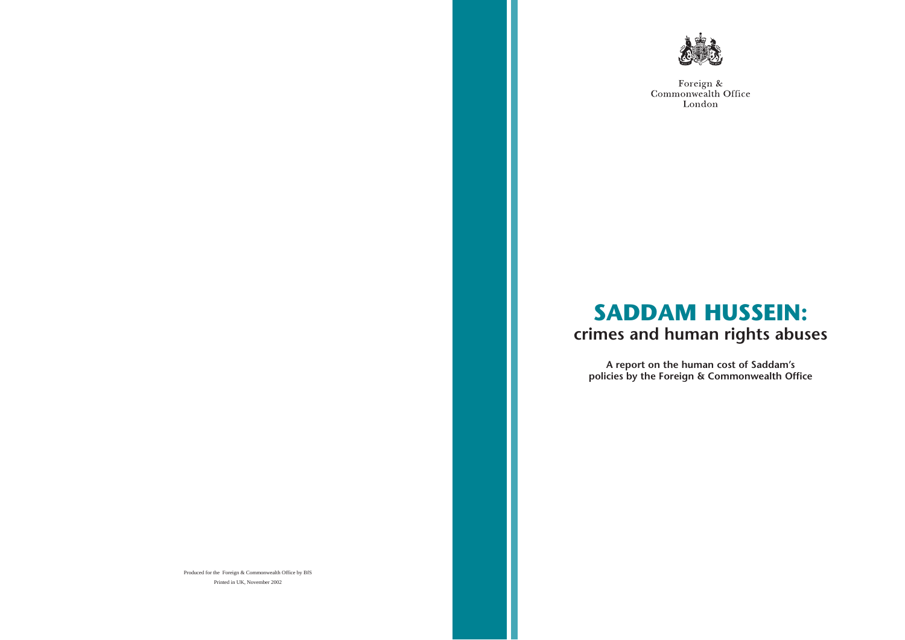Foreign &
Commonwealth Office
London

# SADDAM HUSSEIN:
## crimes and human rights abuses

**A report on the human cost of Saddam's policies by the Foreign & Commonwealth Office**

Produced for the Foreign & Commonwealth Office by BfS
Printed in UK, November 2002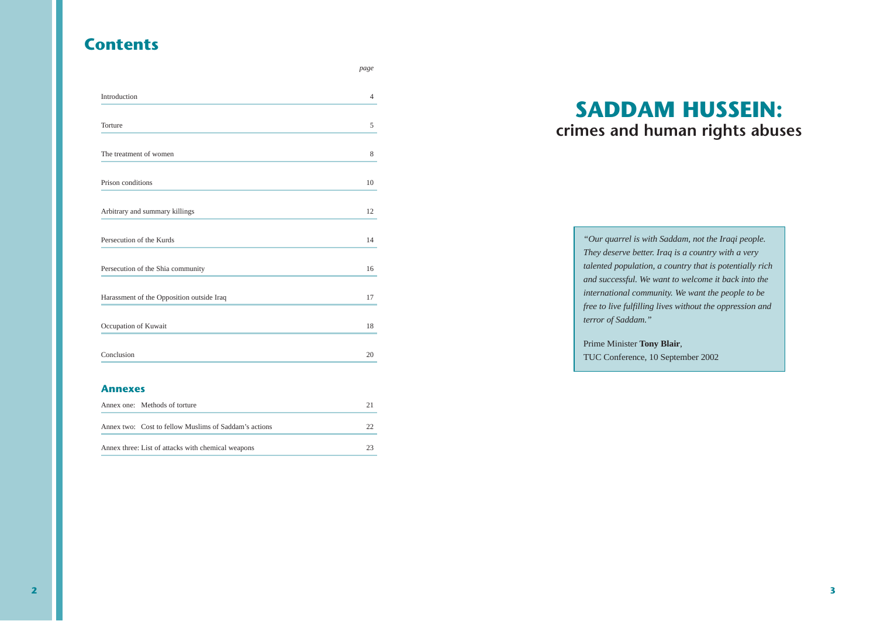# Contents

| | page |
|---|---|
| Introduction | 4 |
| Torture | 5 |
| The treatment of women | 8 |
| Prison conditions | 10 |
| Arbitrary and summary killings | 12 |
| Persecution of the Kurds | 14 |
| Persecution of the Shia community | 16 |
| Harassment of the Opposition outside Iraq | 17 |
| Occupation of Kuwait | 18 |
| Conclusion | 20 |

## Annexes

| | |
|---|---|
| Annex one: Methods of torture | 21 |
| Annex two: Cost to fellow Muslims of Saddam's actions | 22 |
| Annex three: List of attacks with chemical weapons | 23 |

# SADDAM HUSSEIN:
## crimes and human rights abuses

> *"Our quarrel is with Saddam, not the Iraqi people. They deserve better. Iraq is a country with a very talented population, a country that is potentially rich and successful. We want to welcome it back into the international community. We want the people to be free to live fulfilling lives without the oppression and terror of Saddam."*
>
> Prime Minister **Tony Blair**,
> TUC Conference, 10 September 2002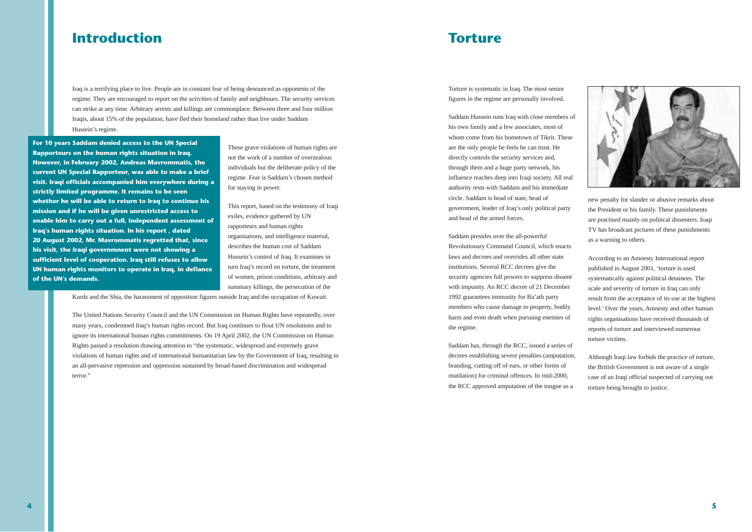# Introduction

Iraq is a terrifying place to live. People are in constant fear of being denounced as opponents of the regime. They are encouraged to report on the activities of family and neighbours. The security services can strike at any time. Arbitrary arrests and killings are commonplace. Between three and four million Iraqis, about 15% of the population, have fled their homeland rather than live under Saddam Hussein's regime.

**For 10 years Saddam denied access to the UN Special Rapporteurs on the human rights situation in Iraq. However, in February 2002, Andreas Mavrommatis, the current UN Special Rapporteur, was able to make a brief visit. Iraqi officials accompanied him everywhere during a strictly limited programme. It remains to be seen whether he will be able to return to Iraq to continue his mission and if he will be given unrestricted access to enable him to carry out a full, independent assessment of Iraq's human rights situation. In his report , dated 20 August 2002, Mr. Mavrommatis regretted that, since his visit, the Iraqi governmnent were not showing a sufficient level of cooperation. Iraq still refuses to allow UN human rights monitors to operate in Iraq, in defiance of the UN's demands.**

These grave violations of human rights are not the work of a number of overzealous individuals but the deliberate policy of the regime. Fear is Saddam's chosen method for staying in power.

This report, based on the testimony of Iraqi exiles, evidence gathered by UN rapporteurs and human rights organisations, and intelligence material, describes the human cost of Saddam Hussein's control of Iraq. It examines in turn Iraq's record on torture, the treatment of women, prison conditions, arbitrary and summary killings, the persecution of the Kurds and the Shia, the harassment of opposition figures outside Iraq and the occupation of Kuwait.

The United Nations Security Council and the UN Commission on Human Rights have repeatedly, over many years, condemned Iraq's human rights record. But Iraq continues to flout UN resolutions and to ignore its international human rights commitments. On 19 April 2002, the UN Commission on Human Rights passed a resolution drawing attention to "the systematic, widespread and extremely grave violations of human rights and of international humanitarian law by the Government of Iraq, resulting in an all-pervasive repression and oppression sustained by broad-based discrimination and widespread terror."

# Torture

Torture is systematic in Iraq. The most senior figures in the regime are personally involved.

Saddam Hussein runs Iraq with close members of his own family and a few associates, most of whom come from his hometown of Tikrit. These are the only people he feels he can trust. He directly controls the security services and, through them and a huge party network, his influence reaches deep into Iraqi society. All real authority rests with Saddam and his immediate circle. Saddam is head of state, head of government, leader of Iraq's only political party and head of the armed forces.

Saddam presides over the all-powerful Revolutionary Command Council, which enacts laws and decrees and overrides all other state institutions. Several RCC decrees give the security agencies full powers to suppress dissent with impunity. An RCC decree of 21 December 1992 guarantees immunity for Ba'ath party members who cause damage to property, bodily harm and even death when pursuing enemies of the regime.

Saddam has, through the RCC, issued a series of decrees establishing severe penalties (amputation, branding, cutting off of ears, or other forms of mutilation) for criminal offences. In mid-2000, the RCC approved amputation of the tongue as a new penalty for slander or abusive remarks about the President or his family. These punishments are practised mainly on political dissenters. Iraqi TV has broadcast pictures of these punishments as a warning to others.

According to an Amnesty International report published in August 2001, 'torture is used systematically against political detainees. The scale and severity of torture in Iraq can only result from the acceptance of its use at the highest level.' Over the years, Amnesty and other human rights organisations have received thousands of reports of torture and interviewed numerous torture victims.

Although Iraqi law forbids the practice of torture, the British Government is not aware of a single case of an Iraqi official suspected of carrying out torture being brought to justice.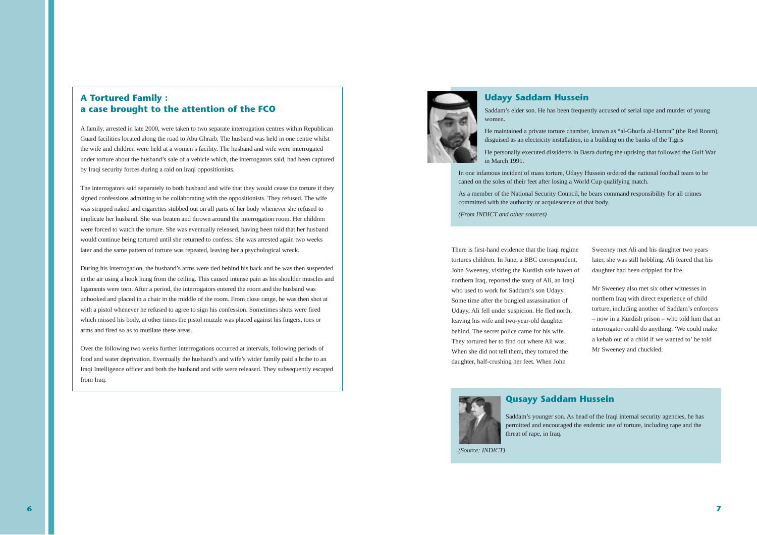## A Tortured Family : a case brought to the attention of the FCO

A family, arrested in late 2000, were taken to two separate interrogation centres within Republican Guard facilities located along the road to Abu Ghraib. The husband was held in one centre whilst the wife and children were held at a women's facility. The husband and wife were interrogated under torture about the husband's sale of a vehicle which, the interrogators said, had been captured by Iraqi security forces during a raid on Iraqi oppositionists.

The interrogators said separately to both husband and wife that they would cease the torture if they signed confessions admitting to be collaborating with the oppositionists. They refused. The wife was stripped naked and cigarettes stubbed out on all parts of her body whenever she refused to implicate her husband. She was beaten and thrown around the interrogation room. Her children were forced to watch the torture. She was eventually released, having been told that her husband would continue being tortured until she returned to confess. She was arrested again two weeks later and the same pattern of torture was repeated, leaving her a psychological wreck.

During his interrogation, the husband's arms were tied behind his back and he was then suspended in the air using a hook hung from the ceiling. This caused intense pain as his shoulder muscles and ligaments were torn. After a period, the interrogators entered the room and the husband was unhooked and placed in a chair in the middle of the room. From close range, he was then shot at with a pistol whenever he refused to agree to sign his confession. Sometimes shots were fired which missed his body, at other times the pistol muzzle was placed against his fingers, toes or arms and fired so as to mutilate these areas.

Over the following two weeks further interrogations occurred at intervals, following periods of food and water deprivation. Eventually the husband's and wife's wider family paid a bribe to an Iraqi Intelligence officer and both the husband and wife were released. They subsequently escaped from Iraq.

## Udayy Saddam Hussein

Saddam's elder son. He has been frequently accused of serial rape and murder of young women.

He maintained a private torture chamber, known as "al-Ghurfa al-Hamra" (the Red Room), disguised as an electricity installation, in a building on the banks of the Tigris

He personally executed dissidents in Basra during the uprising that followed the Gulf War in March 1991.

In one infamous incident of mass torture, Udayy Hussein ordered the national football team to be caned on the soles of their feet after losing a World Cup qualifying match.

As a member of the National Security Council, he bears command responsibility for all crimes committed with the authority or acquiescence of that body.

*(From INDICT and other sources)*

There is first-hand evidence that the Iraqi regime tortures children. In June, a BBC correspondent, John Sweeney, visiting the Kurdish safe haven of northern Iraq, reported the story of Ali, an Iraqi who used to work for Saddam's son Udayy. Some time after the bungled assassination of Udayy, Ali fell under suspicion. He fled north, leaving his wife and two-year-old daughter behind. The secret police came for his wife. They tortured her to find out where Ali was. When she did not tell them, they tortured the daughter, half-crushing her feet. When John Sweeney met Ali and his daughter two years later, she was still hobbling. Ali feared that his daughter had been crippled for life.

Mr Sweeney also met six other witnesses in northern Iraq with direct experience of child torture, including another of Saddam's enforcers – now in a Kurdish prison – who told him that an interrogator could do anything. 'We could make a kebab out of a child if we wanted to' he told Mr Sweeney and chuckled.

## Qusayy Saddam Hussein

Saddam's younger son. As head of the Iraqi internal security agencies, he has permitted and encouraged the endemic use of torture, including rape and the threat of rape, in Iraq.

*(Source: INDICT)*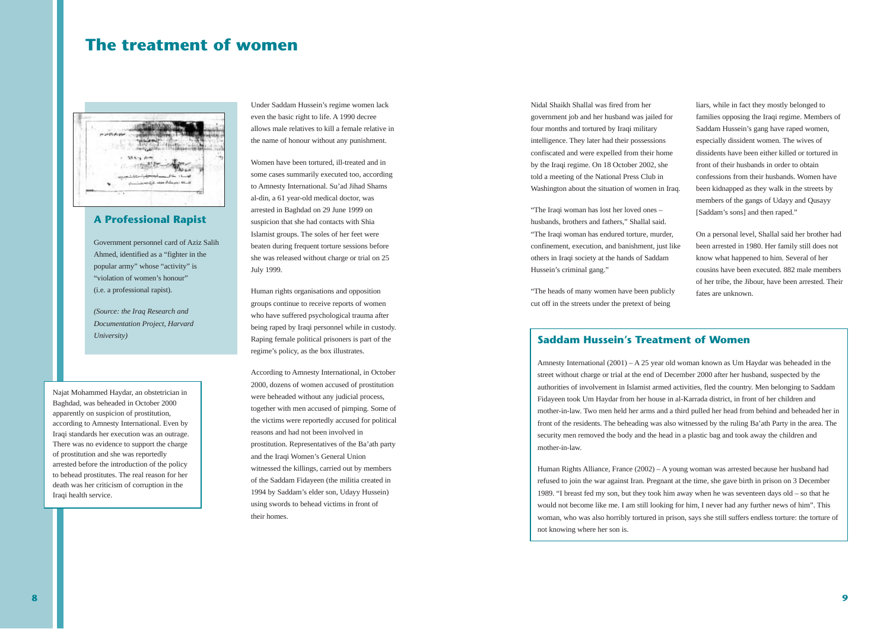# The treatment of women

## A Professional Rapist

Government personnel card of Aziz Salih Ahmed, identified as a "fighter in the popular army" whose "activity" is "violation of women's honour" (i.e. a professional rapist).

*(Source: the Iraq Research and Documentation Project, Harvard University)*

Najat Mohammed Haydar, an obstetrician in Baghdad, was beheaded in October 2000 apparently on suspicion of prostitution, according to Amnesty International. Even by Iraqi standards her execution was an outrage. There was no evidence to support the charge of prostitution and she was reportedly arrested before the introduction of the policy to behead prostitutes. The real reason for her death was her criticism of corruption in the Iraqi health service.

Under Saddam Hussein's regime women lack even the basic right to life. A 1990 decree allows male relatives to kill a female relative in the name of honour without any punishment.

Women have been tortured, ill-treated and in some cases summarily executed too, according to Amnesty International. Su'ad Jihad Shams al-din, a 61 year-old medical doctor, was arrested in Baghdad on 29 June 1999 on suspicion that she had contacts with Shia Islamist groups. The soles of her feet were beaten during frequent torture sessions before she was released without charge or trial on 25 July 1999.

Human rights organisations and opposition groups continue to receive reports of women who have suffered psychological trauma after being raped by Iraqi personnel while in custody. Raping female political prisoners is part of the regime's policy, as the box illustrates.

According to Amnesty International, in October 2000, dozens of women accused of prostitution were beheaded without any judicial process, together with men accused of pimping. Some of the victims were reportedly accused for political reasons and had not been involved in prostitution. Representatives of the Ba'ath party and the Iraqi Women's General Union witnessed the killings, carried out by members of the Saddam Fidayeen (the militia created in 1994 by Saddam's elder son, Udayy Hussein) using swords to behead victims in front of their homes.

Nidal Shaikh Shallal was fired from her government job and her husband was jailed for four months and tortured by Iraqi military intelligence. They later had their possessions confiscated and were expelled from their home by the Iraqi regime. On 18 October 2002, she told a meeting of the National Press Club in Washington about the situation of women in Iraq.

"The Iraqi woman has lost her loved ones – husbands, brothers and fathers," Shallal said. "The Iraqi woman has endured torture, murder, confinement, execution, and banishment, just like others in Iraqi society at the hands of Saddam Hussein's criminal gang."

"The heads of many women have been publicly cut off in the streets under the pretext of being liars, while in fact they mostly belonged to families opposing the Iraqi regime. Members of Saddam Hussein's gang have raped women, especially dissident women. The wives of dissidents have been either killed or tortured in front of their husbands in order to obtain confessions from their husbands. Women have been kidnapped as they walk in the streets by members of the gangs of Udayy and Qusayy [Saddam's sons] and then raped."

On a personal level, Shallal said her brother had been arrested in 1980. Her family still does not know what happened to him. Several of her cousins have been executed. 882 male members of her tribe, the Jibour, have been arrested. Their fates are unknown.

## Saddam Hussein's Treatment of Women

Amnesty International (2001) – A 25 year old woman known as Um Haydar was beheaded in the street without charge or trial at the end of December 2000 after her husband, suspected by the authorities of involvement in Islamist armed activities, fled the country. Men belonging to Saddam Fidayeen took Um Haydar from her house in al-Karrada district, in front of her children and mother-in-law. Two men held her arms and a third pulled her head from behind and beheaded her in front of the residents. The beheading was also witnessed by the ruling Ba'ath Party in the area. The security men removed the body and the head in a plastic bag and took away the children and mother-in-law.

Human Rights Alliance, France (2002) – A young woman was arrested because her husband had refused to join the war against Iran. Pregnant at the time, she gave birth in prison on 3 December 1989. "I breast fed my son, but they took him away when he was seventeen days old – so that he would not become like me. I am still looking for him, I never had any further news of him". This woman, who was also horribly tortured in prison, says she still suffers endless torture: the torture of not knowing where her son is.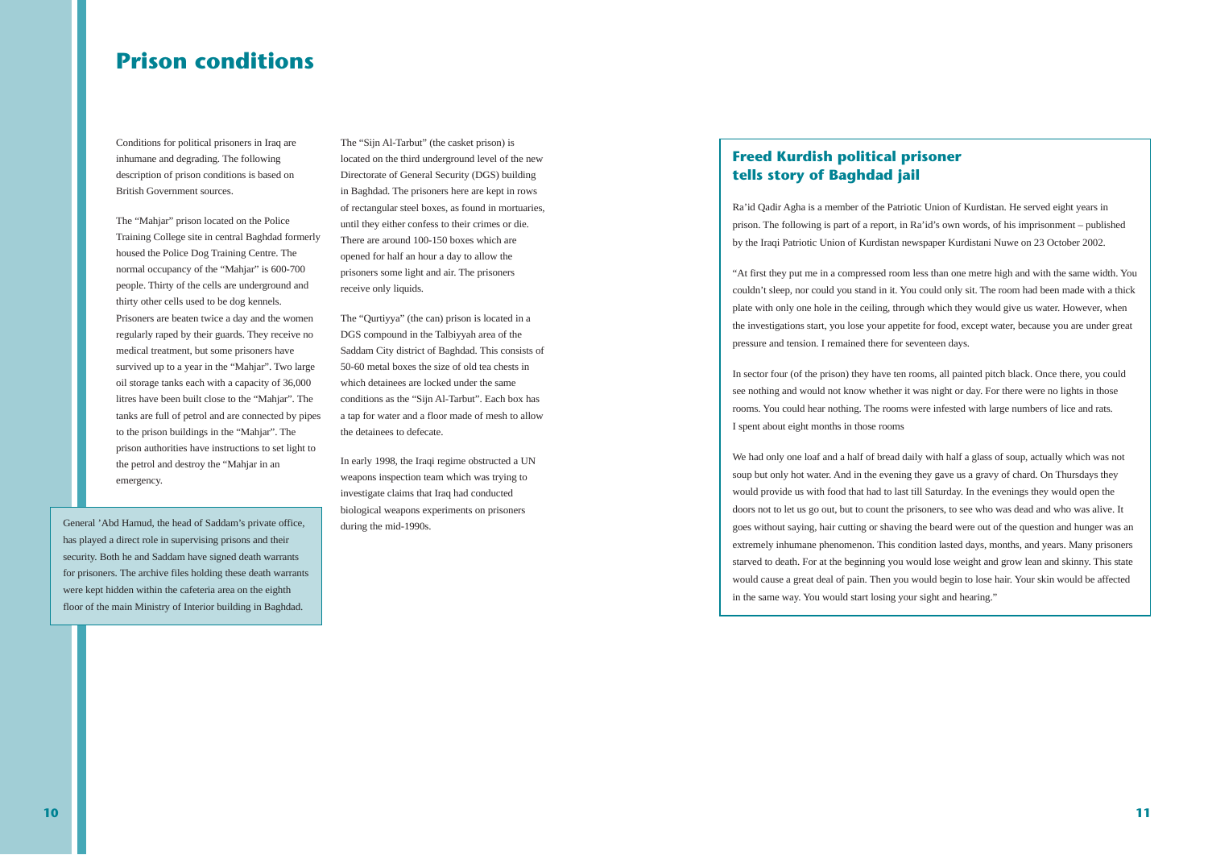# Prison conditions

Conditions for political prisoners in Iraq are inhumane and degrading. The following description of prison conditions is based on British Government sources.

The "Mahjar" prison located on the Police Training College site in central Baghdad formerly housed the Police Dog Training Centre. The normal occupancy of the "Mahjar" is 600-700 people. Thirty of the cells are underground and thirty other cells used to be dog kennels. Prisoners are beaten twice a day and the women regularly raped by their guards. They receive no medical treatment, but some prisoners have survived up to a year in the "Mahjar". Two large oil storage tanks each with a capacity of 36,000 litres have been built close to the "Mahjar". The tanks are full of petrol and are connected by pipes to the prison buildings in the "Mahjar". The prison authorities have instructions to set light to the petrol and destroy the "Mahjar in an emergency.

General 'Abd Hamud, the head of Saddam's private office, has played a direct role in supervising prisons and their security. Both he and Saddam have signed death warrants for prisoners. The archive files holding these death warrants were kept hidden within the cafeteria area on the eighth floor of the main Ministry of Interior building in Baghdad.

The "Sijn Al-Tarbut" (the casket prison) is located on the third underground level of the new Directorate of General Security (DGS) building in Baghdad. The prisoners here are kept in rows of rectangular steel boxes, as found in mortuaries, until they either confess to their crimes or die. There are around 100-150 boxes which are opened for half an hour a day to allow the prisoners some light and air. The prisoners receive only liquids.

The "Qurtiyya" (the can) prison is located in a DGS compound in the Talbiyyah area of the Saddam City district of Baghdad. This consists of 50-60 metal boxes the size of old tea chests in which detainees are locked under the same conditions as the "Sijn Al-Tarbut". Each box has a tap for water and a floor made of mesh to allow the detainees to defecate.

In early 1998, the Iraqi regime obstructed a UN weapons inspection team which was trying to investigate claims that Iraq had conducted biological weapons experiments on prisoners during the mid-1990s.

## Freed Kurdish political prisoner tells story of Baghdad jail

Ra'id Qadir Agha is a member of the Patriotic Union of Kurdistan. He served eight years in prison. The following is part of a report, in Ra'id's own words, of his imprisonment – published by the Iraqi Patriotic Union of Kurdistan newspaper Kurdistani Nuwe on 23 October 2002.

"At first they put me in a compressed room less than one metre high and with the same width. You couldn't sleep, nor could you stand in it. You could only sit. The room had been made with a thick plate with only one hole in the ceiling, through which they would give us water. However, when the investigations start, you lose your appetite for food, except water, because you are under great pressure and tension. I remained there for seventeen days.

In sector four (of the prison) they have ten rooms, all painted pitch black. Once there, you could see nothing and would not know whether it was night or day. For there were no lights in those rooms. You could hear nothing. The rooms were infested with large numbers of lice and rats. I spent about eight months in those rooms

We had only one loaf and a half of bread daily with half a glass of soup, actually which was not soup but only hot water. And in the evening they gave us a gravy of chard. On Thursdays they would provide us with food that had to last till Saturday. In the evenings they would open the doors not to let us go out, but to count the prisoners, to see who was dead and who was alive. It goes without saying, hair cutting or shaving the beard were out of the question and hunger was an extremely inhumane phenomenon. This condition lasted days, months, and years. Many prisoners starved to death. For at the beginning you would lose weight and grow lean and skinny. This state would cause a great deal of pain. Then you would begin to lose hair. Your skin would be affected in the same way. You would start losing your sight and hearing."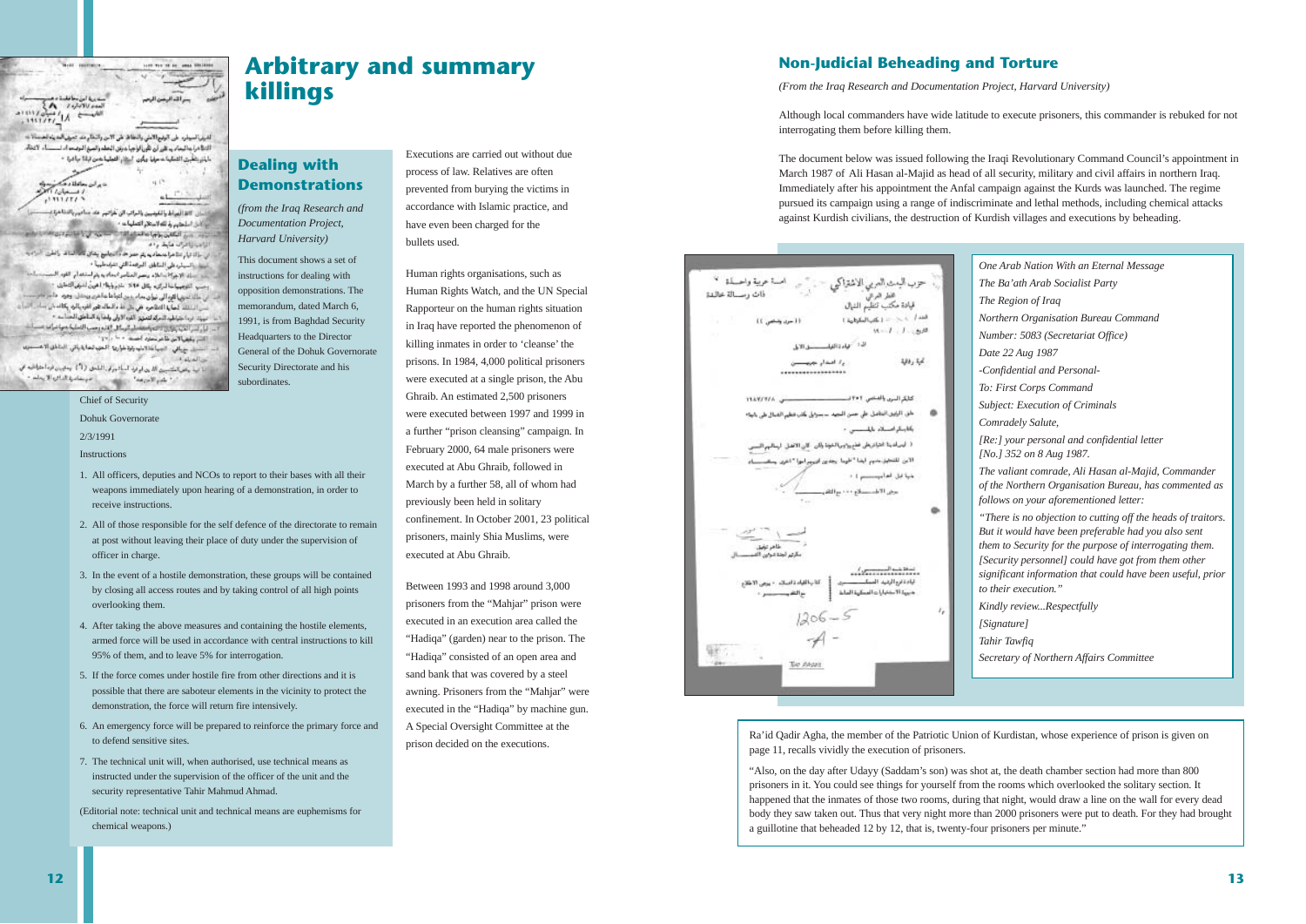# Arbitrary and summary killings

## Dealing with Demonstrations

*(from the Iraq Research and Documentation Project, Harvard University)*

This document shows a set of instructions for dealing with opposition demonstrations. The memorandum, dated March 6, 1991, is from Baghdad Security Headquarters to the Director General of the Dohuk Governorate Security Directorate and his subordinates.

Chief of Security

Dohuk Governorate

2/3/1991

Instructions

1. All officers, deputies and NCOs to report to their bases with all their weapons immediately upon hearing of a demonstration, in order to receive instructions.
2. All of those responsible for the self defence of the directorate to remain at post without leaving their place of duty under the supervision of officer in charge.
3. In the event of a hostile demonstration, these groups will be contained by closing all access routes and by taking control of all high points overlooking them.
4. After taking the above measures and containing the hostile elements, armed force will be used in accordance with central instructions to kill 95% of them, and to leave 5% for interrogation.
5. If the force comes under hostile fire from other directions and it is possible that there are saboteur elements in the vicinity to protect the demonstration, the force will return fire intensively.
6. An emergency force will be prepared to reinforce the primary force and to defend sensitive sites.
7. The technical unit will, when authorised, use technical means as instructed under the supervision of the officer of the unit and the security representative Tahir Mahmud Ahmad.

(Editorial note: technical unit and technical means are euphemisms for chemical weapons.)

Executions are carried out without due process of law. Relatives are often prevented from burying the victims in accordance with Islamic practice, and have even been charged for the bullets used.

Human rights organisations, such as Human Rights Watch, and the UN Special Rapporteur on the human rights situation in Iraq have reported the phenomenon of killing inmates in order to 'cleanse' the prisons. In 1984, 4,000 political prisoners were executed at a single prison, the Abu Ghraib. An estimated 2,500 prisoners were executed between 1997 and 1999 in a further "prison cleansing" campaign. In February 2000, 64 male prisoners were executed at Abu Ghraib, followed in March by a further 58, all of whom had previously been held in solitary confinement. In October 2001, 23 political prisoners, mainly Shia Muslims, were executed at Abu Ghraib.

Between 1993 and 1998 around 3,000 prisoners from the "Mahjar" prison were executed in an execution area called the "Hadiqa" (garden) near to the prison. The "Hadiqa" consisted of an open area and sand bank that was covered by a steel awning. Prisoners from the "Mahjar" were executed in the "Hadiqa" by machine gun. A Special Oversight Committee at the prison decided on the executions.

## Non-Judicial Beheading and Torture

*(From the Iraq Research and Documentation Project, Harvard University)*

Although local commanders have wide latitude to execute prisoners, this commander is rebuked for not interrogating them before killing them.

The document below was issued following the Iraqi Revolutionary Command Council's appointment in March 1987 of Ali Hasan al-Majid as head of all security, military and civil affairs in northern Iraq. Immediately after his appointment the Anfal campaign against the Kurds was launched. The regime pursued its campaign using a range of indiscriminate and lethal methods, including chemical attacks against Kurdish civilians, the destruction of Kurdish villages and executions by beheading.

*One Arab Nation With an Eternal Message*

*The Ba'ath Arab Socialist Party*

*The Region of Iraq*

*Northern Organisation Bureau Command*

*Number: 5083 (Secretariat Office)*

*Date 22 Aug 1987*

*-Confidential and Personal-*

*To: First Corps Command*

*Subject: Execution of Criminals*

*Comradely Salute,*

*[Re:] your personal and confidential letter [No.] 352 on 8 Aug 1987.*

*The valiant comrade, Ali Hasan al-Majid, Commander of the Northern Organisation Bureau, has commented as follows on your aforementioned letter:*

*"There is no objection to cutting off the heads of traitors. But it would have been preferable had you also sent them to Security for the purpose of interrogating them. [Security personnel] could have got from them other significant information that could have been useful, prior to their execution."*

*Kindly review...Respectfully*

*[Signature]*

*Tahir Tawfiq*

*Secretary of Northern Affairs Committee*

Ra'id Qadir Agha, the member of the Patriotic Union of Kurdistan, whose experience of prison is given on page 11, recalls vividly the execution of prisoners.

"Also, on the day after Udayy (Saddam's son) was shot at, the death chamber section had more than 800 prisoners in it. You could see things for yourself from the rooms which overlooked the solitary section. It happened that the inmates of those two rooms, during that night, would draw a line on the wall for every dead body they saw taken out. Thus that very night more than 2000 prisoners were put to death. For they had brought a guillotine that beheaded 12 by 12, that is, twenty-four prisoners per minute."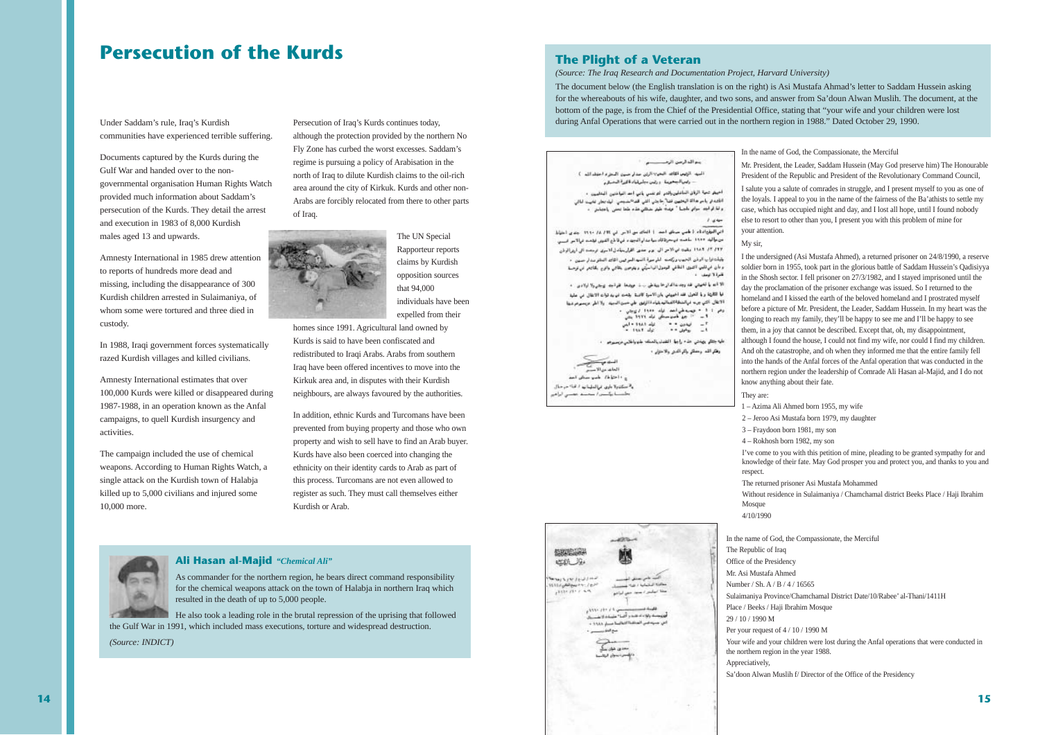# Persecution of the Kurds

Under Saddam's rule, Iraq's Kurdish communities have experienced terrible suffering.

Documents captured by the Kurds during the Gulf War and handed over to the non-governmental organisation Human Rights Watch provided much information about Saddam's persecution of the Kurds. They detail the arrest and execution in 1983 of 8,000 Kurdish males aged 13 and upwards.

Amnesty International in 1985 drew attention to reports of hundreds more dead and missing, including the disappearance of 300 Kurdish children arrested in Sulaimaniya, of whom some were tortured and three died in custody.

In 1988, Iraqi government forces systematically razed Kurdish villages and killed civilians.

Amnesty International estimates that over 100,000 Kurds were killed or disappeared during 1987-1988, in an operation known as the Anfal campaigns, to quell Kurdish insurgency and activities.

The campaign included the use of chemical weapons. According to Human Rights Watch, a single attack on the Kurdish town of Halabja killed up to 5,000 civilians and injured some 10,000 more.

Persecution of Iraq's Kurds continues today, although the protection provided by the northern No Fly Zone has curbed the worst excesses. Saddam's regime is pursuing a policy of Arabisation in the north of Iraq to dilute Kurdish claims to the oil-rich area around the city of Kirkuk. Kurds and other non-Arabs are forcibly relocated from there to other parts of Iraq.

The UN Special Rapporteur reports claims by Kurdish opposition sources that 94,000 individuals have been expelled from their homes since 1991. Agricultural land owned by Kurds is said to have been confiscated and redistributed to Iraqi Arabs. Arabs from southern Iraq have been offered incentives to move into the Kirkuk area and, in disputes with their Kurdish neighbours, are always favoured by the authorities.

In addition, ethnic Kurds and Turcomans have been prevented from buying property and those who own property and wish to sell have to find an Arab buyer. Kurds have also been coerced into changing the ethnicity on their identity cards to Arab as part of this process. Turcomans are not even allowed to register as such. They must call themselves either Kurdish or Arab.

### Ali Hasan al-Majid *"Chemical Ali"*

As commander for the northern region, he bears direct command responsibility for the chemical weapons attack on the town of Halabja in northern Iraq which resulted in the death of up to 5,000 people.

He also took a leading role in the brutal repression of the uprising that followed the Gulf War in 1991, which included mass executions, torture and widespread destruction.

*(Source: INDICT)*

## The Plight of a Veteran

*(Source: The Iraq Research and Documentation Project, Harvard University)*

The document below (the English translation is on the right) is Asi Mustafa Ahmad's letter to Saddam Hussein asking for the whereabouts of his wife, daughter, and two sons, and answer from Sa'doun Alwan Muslih. The document, at the bottom of the page, is from the Chief of the Presidential Office, stating that "your wife and your children were lost during Anfal Operations that were carried out in the northern region in 1988." Dated October 29, 1990.

In the name of God, the Compassionate, the Merciful

Mr. President, the Leader, Saddam Hussein (May God preserve him) The Honourable President of the Republic and President of the Revolutionary Command Council,

I salute you a salute of comrades in struggle, and I present myself to you as one of the loyals. I appeal to you in the name of the fairness of the Ba'athists to settle my case, which has occupied night and day, and I lost all hope, until I found nobody else to resort to other than you, I present you with this problem of mine for your attention.

My sir,

I the undersigned (Asi Mustafa Ahmed), a returned prisoner on 24/8/1990, a reserve soldier born in 1955, took part in the glorious battle of Saddam Hussein's Qadisiyya in the Shosh sector. I fell prisoner on 27/3/1982, and I stayed imprisoned until the day the proclamation of the prisoner exchange was issued. So I returned to the homeland and I kissed the earth of the beloved homeland and I prostrated myself before a picture of Mr. President, the Leader, Saddam Hussein. In my heart was the longing to reach my family, they'll be happy to see me and I'll be happy to see them, in a joy that cannot be described. Except that, oh, my disappointment, although I found the house, I could not find my wife, nor could I find my children. And oh the catastrophe, and oh when they informed me that the entire family fell into the hands of the Anfal forces of the Anfal operation that was conducted in the northern region under the leadership of Comrade Ali Hasan al-Majid, and I do not know anything about their fate.

They are:

1 – Azima Ali Ahmed born 1955, my wife

2 – Jeroo Asi Mustafa born 1979, my daughter

3 – Fraydoon born 1981, my son

4 – Rokhosh born 1982, my son

I've come to you with this petition of mine, pleading to be granted sympathy for and knowledge of their fate. May God prosper you and protect you, and thanks to you and respect.

The returned prisoner Asi Mustafa Mohammed

Without residence in Sulaimaniya / Chamchamal district Beeks Place / Haji Ibrahim Mosque

4/10/1990

In the name of God, the Compassionate, the Merciful

The Republic of Iraq

Office of the Presidency

Mr. Asi Mustafa Ahmed

Number / Sh. A / B / 4 / 16565

Sulaimaniya Province/Chamchamal District Date/10/Rabee' al-Thani/1411H

Place / Beeks / Haji Ibrahim Mosque

29 / 10 / 1990 M

Per your request of 4 / 10 / 1990 M

Your wife and your children were lost during the Anfal operations that were conducted in the northern region in the year 1988.

Appreciatively,

Sa'doon Alwan Muslih f/ Director of the Office of the Presidency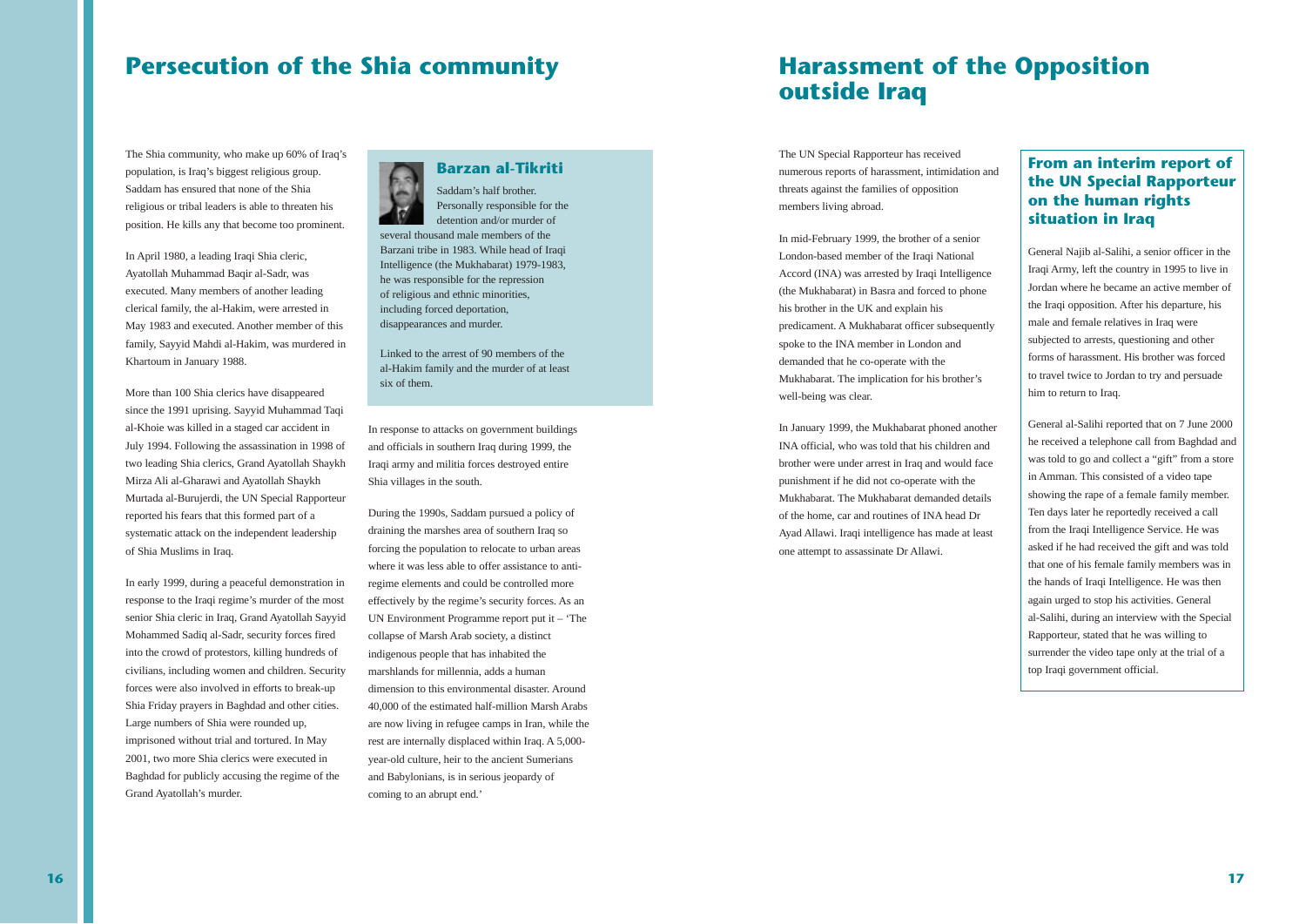# Persecution of the Shia community

The Shia community, who make up 60% of Iraq's population, is Iraq's biggest religious group. Saddam has ensured that none of the Shia religious or tribal leaders is able to threaten his position. He kills any that become too prominent.

In April 1980, a leading Iraqi Shia cleric, Ayatollah Muhammad Baqir al-Sadr, was executed. Many members of another leading clerical family, the al-Hakim, were arrested in May 1983 and executed. Another member of this family, Sayyid Mahdi al-Hakim, was murdered in Khartoum in January 1988.

More than 100 Shia clerics have disappeared since the 1991 uprising. Sayyid Muhammad Taqi al-Khoie was killed in a staged car accident in July 1994. Following the assassination in 1998 of two leading Shia clerics, Grand Ayatollah Shaykh Mirza Ali al-Gharawi and Ayatollah Shaykh Murtada al-Burujerdi, the UN Special Rapporteur reported his fears that this formed part of a systematic attack on the independent leadership of Shia Muslims in Iraq.

In early 1999, during a peaceful demonstration in response to the Iraqi regime's murder of the most senior Shia cleric in Iraq, Grand Ayatollah Sayyid Mohammed Sadiq al-Sadr, security forces fired into the crowd of protestors, killing hundreds of civilians, including women and children. Security forces were also involved in efforts to break-up Shia Friday prayers in Baghdad and other cities. Large numbers of Shia were rounded up, imprisoned without trial and tortured. In May 2001, two more Shia clerics were executed in Baghdad for publicly accusing the regime of the Grand Ayatollah's murder.

### Barzan al-Tikriti

Saddam's half brother. Personally responsible for the detention and/or murder of several thousand male members of the Barzani tribe in 1983. While head of Iraqi Intelligence (the Mukhabarat) 1979-1983, he was responsible for the repression of religious and ethnic minorities, including forced deportation, disappearances and murder.

Linked to the arrest of 90 members of the al-Hakim family and the murder of at least six of them.

In response to attacks on government buildings and officials in southern Iraq during 1999, the Iraqi army and militia forces destroyed entire Shia villages in the south.

During the 1990s, Saddam pursued a policy of draining the marshes area of southern Iraq so forcing the population to relocate to urban areas where it was less able to offer assistance to anti-regime elements and could be controlled more effectively by the regime's security forces. As an UN Environment Programme report put it – 'The collapse of Marsh Arab society, a distinct indigenous people that has inhabited the marshlands for millennia, adds a human dimension to this environmental disaster. Around 40,000 of the estimated half-million Marsh Arabs are now living in refugee camps in Iran, while the rest are internally displaced within Iraq. A 5,000-year-old culture, heir to the ancient Sumerians and Babylonians, is in serious jeopardy of coming to an abrupt end.'

# Harassment of the Opposition outside Iraq

The UN Special Rapporteur has received numerous reports of harassment, intimidation and threats against the families of opposition members living abroad.

In mid-February 1999, the brother of a senior London-based member of the Iraqi National Accord (INA) was arrested by Iraqi Intelligence (the Mukhabarat) in Basra and forced to phone his brother in the UK and explain his predicament. A Mukhabarat officer subsequently spoke to the INA member in London and demanded that he co-operate with the Mukhabarat. The implication for his brother's well-being was clear.

In January 1999, the Mukhabarat phoned another INA official, who was told that his children and brother were under arrest in Iraq and would face punishment if he did not co-operate with the Mukhabarat. The Mukhabarat demanded details of the home, car and routines of INA head Dr Ayad Allawi. Iraqi intelligence has made at least one attempt to assassinate Dr Allawi.

### From an interim report of the UN Special Rapporteur on the human rights situation in Iraq

General Najib al-Salihi, a senior officer in the Iraqi Army, left the country in 1995 to live in Jordan where he became an active member of the Iraqi opposition. After his departure, his male and female relatives in Iraq were subjected to arrests, questioning and other forms of harassment. His brother was forced to travel twice to Jordan to try and persuade him to return to Iraq.

General al-Salihi reported that on 7 June 2000 he received a telephone call from Baghdad and was told to go and collect a "gift" from a store in Amman. This consisted of a video tape showing the rape of a female family member. Ten days later he reportedly received a call from the Iraqi Intelligence Service. He was asked if he had received the gift and was told that one of his female family members was in the hands of Iraqi Intelligence. He was then again urged to stop his activities. General al-Salihi, during an interview with the Special Rapporteur, stated that he was willing to surrender the video tape only at the trial of a top Iraqi government official.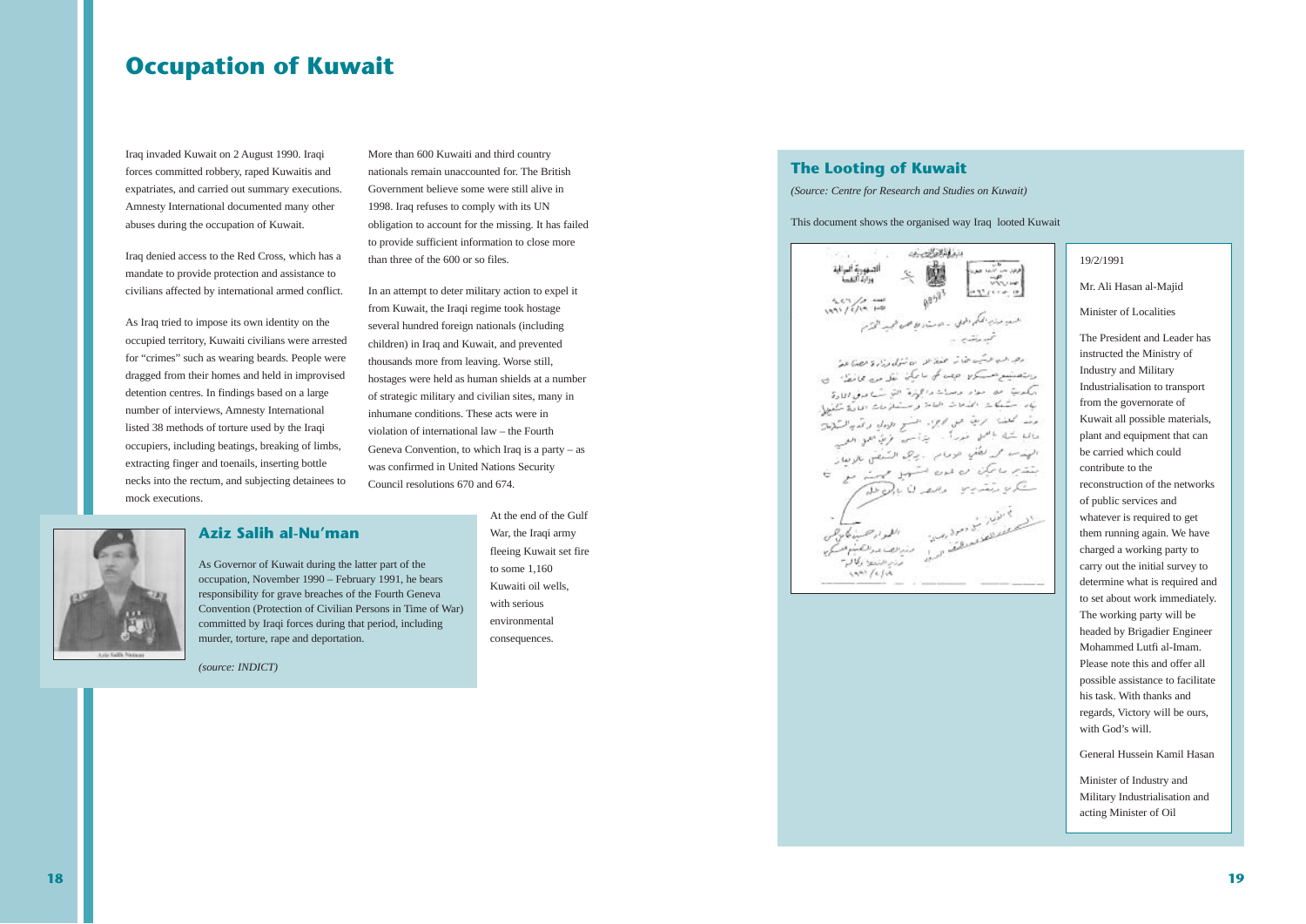# Occupation of Kuwait

Iraq invaded Kuwait on 2 August 1990. Iraqi forces committed robbery, raped Kuwaitis and expatriates, and carried out summary executions. Amnesty International documented many other abuses during the occupation of Kuwait.

Iraq denied access to the Red Cross, which has a mandate to provide protection and assistance to civilians affected by international armed conflict.

As Iraq tried to impose its own identity on the occupied territory, Kuwaiti civilians were arrested for "crimes" such as wearing beards. People were dragged from their homes and held in improvised detention centres. In findings based on a large number of interviews, Amnesty International listed 38 methods of torture used by the Iraqi occupiers, including beatings, breaking of limbs, extracting finger and toenails, inserting bottle necks into the rectum, and subjecting detainees to mock executions.

More than 600 Kuwaiti and third country nationals remain unaccounted for. The British Government believe some were still alive in 1998. Iraq refuses to comply with its UN obligation to account for the missing. It has failed to provide sufficient information to close more than three of the 600 or so files.

In an attempt to deter military action to expel it from Kuwait, the Iraqi regime took hostage several hundred foreign nationals (including children) in Iraq and Kuwait, and prevented thousands more from leaving. Worse still, hostages were held as human shields at a number of strategic military and civilian sites, many in inhumane conditions. These acts were in violation of international law – the Fourth Geneva Convention, to which Iraq is a party – as was confirmed in United Nations Security Council resolutions 670 and 674.

## Aziz Salih al-Nu'man

Aziz Salih Numan

As Governor of Kuwait during the latter part of the occupation, November 1990 – February 1991, he bears responsibility for grave breaches of the Fourth Geneva Convention (Protection of Civilian Persons in Time of War) committed by Iraqi forces during that period, including murder, torture, rape and deportation.

*(source: INDICT)*

At the end of the Gulf War, the Iraqi army fleeing Kuwait set fire to some 1,160 Kuwaiti oil wells, with serious environmental consequences.

## The Looting of Kuwait

*(Source: Centre for Research and Studies on Kuwait)*

This document shows the organised way Iraq looted Kuwait

19/2/1991

Mr. Ali Hasan al-Majid

Minister of Localities

The President and Leader has instructed the Ministry of Industry and Military Industrialisation to transport from the governorate of Kuwait all possible materials, plant and equipment that can be carried which could contribute to the reconstruction of the networks of public services and whatever is required to get them running again. We have charged a working party to carry out the initial survey to determine what is required and to set about work immediately. The working party will be headed by Brigadier Engineer Mohammed Lutfi al-Imam. Please note this and offer all possible assistance to facilitate his task. With thanks and regards, Victory will be ours, with God's will.

General Hussein Kamil Hasan

Minister of Industry and Military Industrialisation and acting Minister of Oil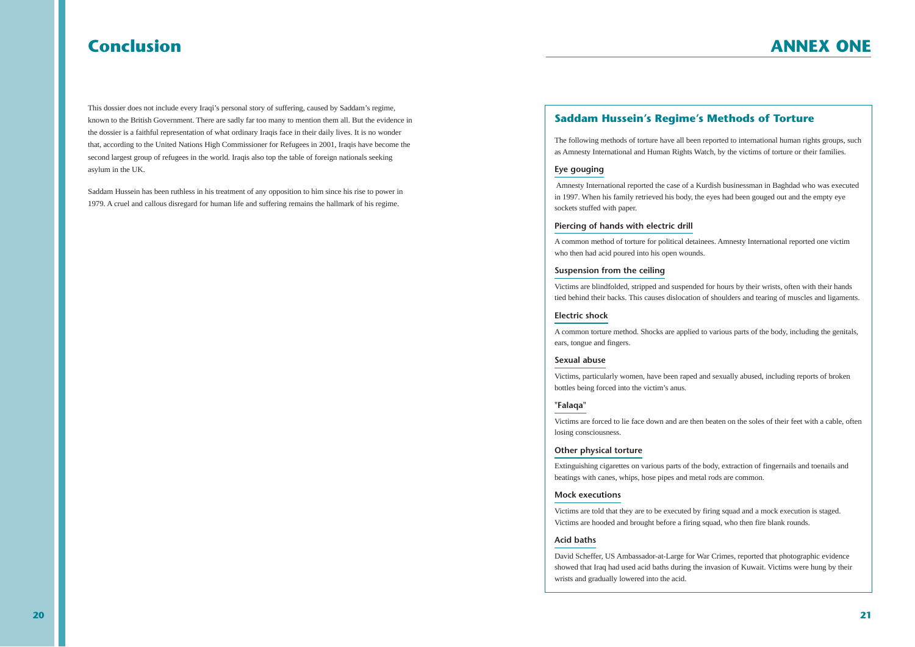# Conclusion

This dossier does not include every Iraqi's personal story of suffering, caused by Saddam's regime, known to the British Government. There are sadly far too many to mention them all. But the evidence in the dossier is a faithful representation of what ordinary Iraqis face in their daily lives. It is no wonder that, according to the United Nations High Commissioner for Refugees in 2001, Iraqis have become the second largest group of refugees in the world. Iraqis also top the table of foreign nationals seeking asylum in the UK.

Saddam Hussein has been ruthless in his treatment of any opposition to him since his rise to power in 1979. A cruel and callous disregard for human life and suffering remains the hallmark of his regime.

# ANNEX ONE

## Saddam Hussein's Regime's Methods of Torture

The following methods of torture have all been reported to international human rights groups, such as Amnesty International and Human Rights Watch, by the victims of torture or their families.

### Eye gouging

Amnesty International reported the case of a Kurdish businessman in Baghdad who was executed in 1997. When his family retrieved his body, the eyes had been gouged out and the empty eye sockets stuffed with paper.

### Piercing of hands with electric drill

A common method of torture for political detainees. Amnesty International reported one victim who then had acid poured into his open wounds.

### Suspension from the ceiling

Victims are blindfolded, stripped and suspended for hours by their wrists, often with their hands tied behind their backs. This causes dislocation of shoulders and tearing of muscles and ligaments.

### Electric shock

A common torture method. Shocks are applied to various parts of the body, including the genitals, ears, tongue and fingers.

### Sexual abuse

Victims, particularly women, have been raped and sexually abused, including reports of broken bottles being forced into the victim's anus.

### "Falaqa"

Victims are forced to lie face down and are then beaten on the soles of their feet with a cable, often losing consciousness.

### Other physical torture

Extinguishing cigarettes on various parts of the body, extraction of fingernails and toenails and beatings with canes, whips, hose pipes and metal rods are common.

### Mock executions

Victims are told that they are to be executed by firing squad and a mock execution is staged. Victims are hooded and brought before a firing squad, who then fire blank rounds.

### Acid baths

David Scheffer, US Ambassador-at-Large for War Crimes, reported that photographic evidence showed that Iraq had used acid baths during the invasion of Kuwait. Victims were hung by their wrists and gradually lowered into the acid.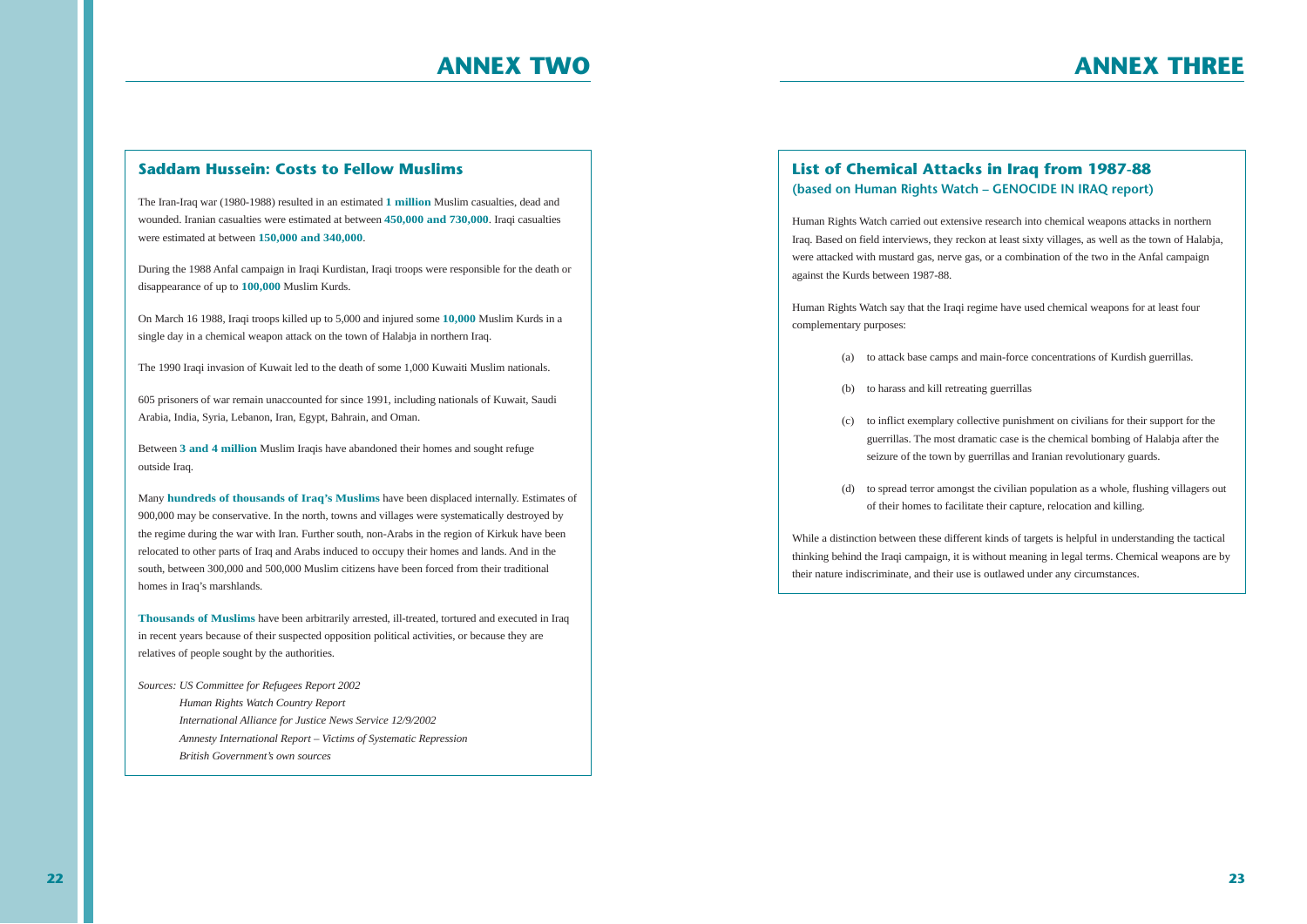# ANNEX TWO

## Saddam Hussein: Costs to Fellow Muslims

The Iran-Iraq war (1980-1988) resulted in an estimated **1 million** Muslim casualties, dead and wounded. Iranian casualties were estimated at between **450,000 and 730,000**. Iraqi casualties were estimated at between **150,000 and 340,000**.

During the 1988 Anfal campaign in Iraqi Kurdistan, Iraqi troops were responsible for the death or disappearance of up to **100,000** Muslim Kurds.

On March 16 1988, Iraqi troops killed up to 5,000 and injured some **10,000** Muslim Kurds in a single day in a chemical weapon attack on the town of Halabja in northern Iraq.

The 1990 Iraqi invasion of Kuwait led to the death of some 1,000 Kuwaiti Muslim nationals.

605 prisoners of war remain unaccounted for since 1991, including nationals of Kuwait, Saudi Arabia, India, Syria, Lebanon, Iran, Egypt, Bahrain, and Oman.

Between **3 and 4 million** Muslim Iraqis have abandoned their homes and sought refuge outside Iraq.

Many **hundreds of thousands of Iraq's Muslims** have been displaced internally. Estimates of 900,000 may be conservative. In the north, towns and villages were systematically destroyed by the regime during the war with Iran. Further south, non-Arabs in the region of Kirkuk have been relocated to other parts of Iraq and Arabs induced to occupy their homes and lands. And in the south, between 300,000 and 500,000 Muslim citizens have been forced from their traditional homes in Iraq's marshlands.

**Thousands of Muslims** have been arbitrarily arrested, ill-treated, tortured and executed in Iraq in recent years because of their suspected opposition political activities, or because they are relatives of people sought by the authorities.

*Sources: US Committee for Refugees Report 2002*
*Human Rights Watch Country Report*
*International Alliance for Justice News Service 12/9/2002*
*Amnesty International Report – Victims of Systematic Repression*
*British Government's own sources*

# ANNEX THREE

## List of Chemical Attacks in Iraq from 1987-88
### (based on Human Rights Watch – GENOCIDE IN IRAQ report)

Human Rights Watch carried out extensive research into chemical weapons attacks in northern Iraq. Based on field interviews, they reckon at least sixty villages, as well as the town of Halabja, were attacked with mustard gas, nerve gas, or a combination of the two in the Anfal campaign against the Kurds between 1987-88.

Human Rights Watch say that the Iraqi regime have used chemical weapons for at least four complementary purposes:

(a) to attack base camps and main-force concentrations of Kurdish guerrillas.

(b) to harass and kill retreating guerrillas

(c) to inflict exemplary collective punishment on civilians for their support for the guerrillas. The most dramatic case is the chemical bombing of Halabja after the seizure of the town by guerrillas and Iranian revolutionary guards.

(d) to spread terror amongst the civilian population as a whole, flushing villagers out of their homes to facilitate their capture, relocation and killing.

While a distinction between these different kinds of targets is helpful in understanding the tactical thinking behind the Iraqi campaign, it is without meaning in legal terms. Chemical weapons are by their nature indiscriminate, and their use is outlawed under any circumstances.